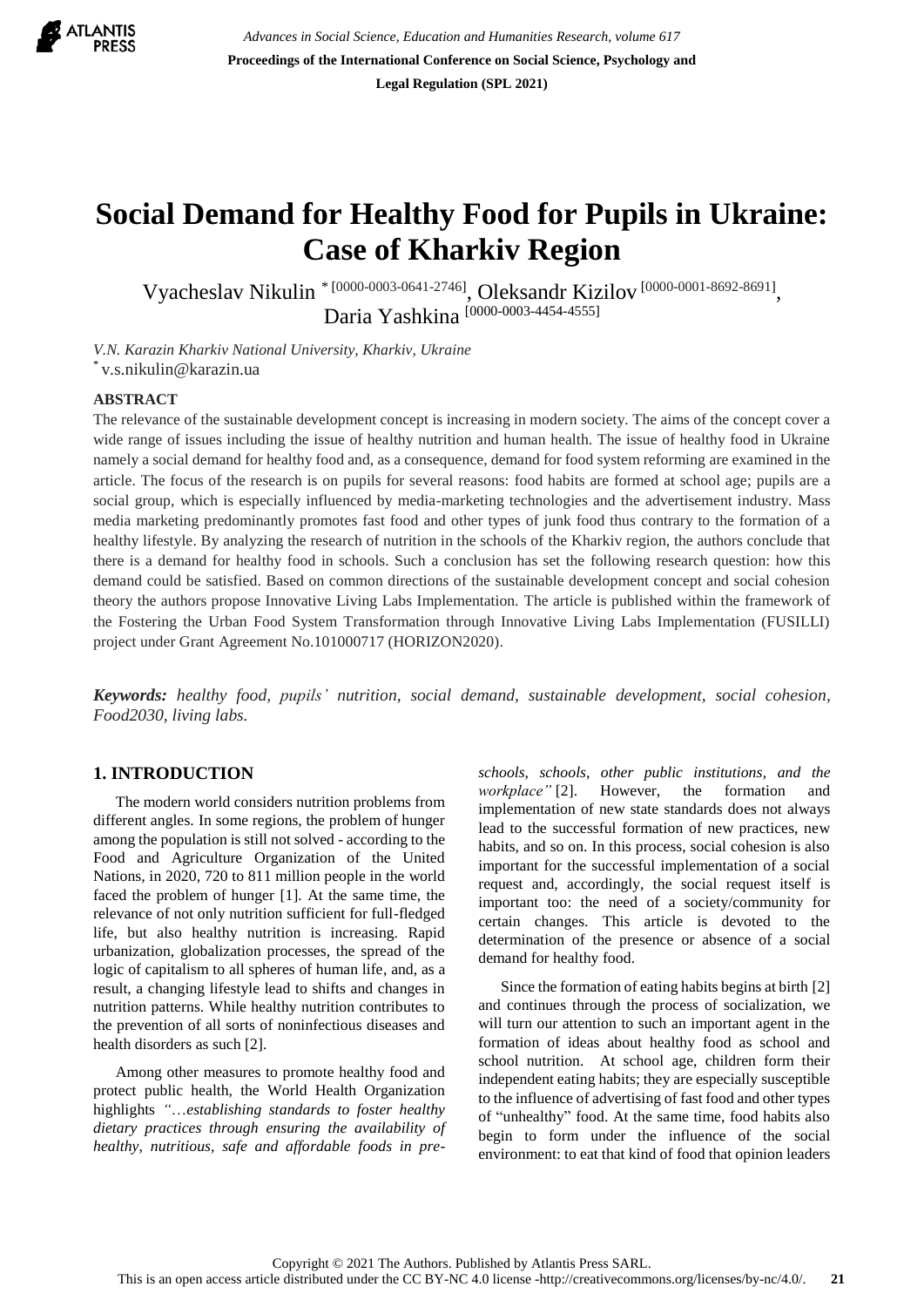# Social Demand for Healthy Food for Pupils in Ukraine: Case of Kharkiv Region

Vyacheslav Nikulin *[0000-0003-0641-2746], Oleksandr Kizilov [0000-0001-8692-8691], Daria Yashkina [0000-0003-4454-4555]

*V.N. Karazin Kharkiv National University, Kharkiv, Ukraine*
* v.s.nikulin@karazin.ua

## ABSTRACT

The relevance of the sustainable development concept is increasing in modern society. The aims of the concept cover a wide range of issues including the issue of healthy nutrition and human health. The issue of healthy food in Ukraine namely a social demand for healthy food and, as a consequence, demand for food system reforming are examined in the article. The focus of the research is on pupils for several reasons: food habits are formed at school age; pupils are a social group, which is especially influenced by media-marketing technologies and the advertisement industry. Mass media marketing predominantly promotes fast food and other types of junk food thus contrary to the formation of a healthy lifestyle. By analyzing the research of nutrition in the schools of the Kharkiv region, the authors conclude that there is a demand for healthy food in schools. Such a conclusion has set the following research question: how this demand could be satisfied. Based on common directions of the sustainable development concept and social cohesion theory the authors propose Innovative Living Labs Implementation. The article is published within the framework of the Fostering the Urban Food System Transformation through Innovative Living Labs Implementation (FUSILLI) project under Grant Agreement No.101000717 (HORIZON2020).

***Keywords:*** *healthy food, pupils' nutrition, social demand, sustainable development, social cohesion, Food2030, living labs.*

## 1. INTRODUCTION

The modern world considers nutrition problems from different angles. In some regions, the problem of hunger among the population is still not solved - according to the Food and Agriculture Organization of the United Nations, in 2020, 720 to 811 million people in the world faced the problem of hunger [1]. At the same time, the relevance of not only nutrition sufficient for full-fledged life, but also healthy nutrition is increasing. Rapid urbanization, globalization processes, the spread of the logic of capitalism to all spheres of human life, and, as a result, a changing lifestyle lead to shifts and changes in nutrition patterns. While healthy nutrition contributes to the prevention of all sorts of noninfectious diseases and health disorders as such [2].

Among other measures to promote healthy food and protect public health, the World Health Organization highlights *"…establishing standards to foster healthy dietary practices through ensuring the availability of healthy, nutritious, safe and affordable foods in pre-schools, schools, other public institutions, and the workplace"* [2]. However, the formation and implementation of new state standards does not always lead to the successful formation of new practices, new habits, and so on. In this process, social cohesion is also important for the successful implementation of a social request and, accordingly, the social request itself is important too: the need of a society/community for certain changes. This article is devoted to the determination of the presence or absence of a social demand for healthy food.

Since the formation of eating habits begins at birth [2] and continues through the process of socialization, we will turn our attention to such an important agent in the formation of ideas about healthy food as school and school nutrition. At school age, children form their independent eating habits; they are especially susceptible to the influence of advertising of fast food and other types of "unhealthy" food. At the same time, food habits also begin to form under the influence of the social environment: to eat that kind of food that opinion leaders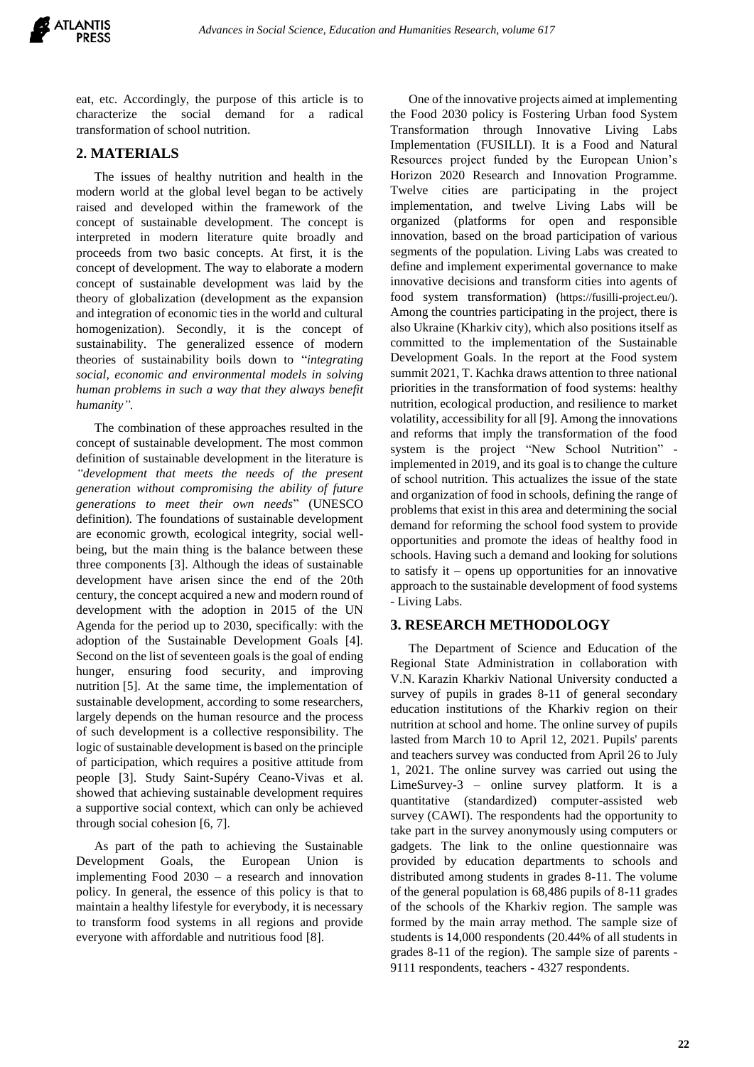eat, etc. Accordingly, the purpose of this article is to characterize the social demand for a radical transformation of school nutrition.

## 2. MATERIALS

The issues of healthy nutrition and health in the modern world at the global level began to be actively raised and developed within the framework of the concept of sustainable development. The concept is interpreted in modern literature quite broadly and proceeds from two basic concepts. At first, it is the concept of development. The way to elaborate a modern concept of sustainable development was laid by the theory of globalization (development as the expansion and integration of economic ties in the world and cultural homogenization). Secondly, it is the concept of sustainability. The generalized essence of modern theories of sustainability boils down to "*integrating social, economic and environmental models in solving human problems in such a way that they always benefit humanity".*

The combination of these approaches resulted in the concept of sustainable development. The most common definition of sustainable development in the literature is *"development that meets the needs of the present generation without compromising the ability of future generations to meet their own needs*" (UNESCO definition). The foundations of sustainable development are economic growth, ecological integrity, social well-being, but the main thing is the balance between these three components [3]. Although the ideas of sustainable development have arisen since the end of the 20th century, the concept acquired a new and modern round of development with the adoption in 2015 of the UN Agenda for the period up to 2030, specifically: with the adoption of the Sustainable Development Goals [4]. Second on the list of seventeen goals is the goal of ending hunger, ensuring food security, and improving nutrition [5]. At the same time, the implementation of sustainable development, according to some researchers, largely depends on the human resource and the process of such development is a collective responsibility. The logic of sustainable development is based on the principle of participation, which requires a positive attitude from people [3]. Study Saint-Supéry Ceano-Vivas et al. showed that achieving sustainable development requires a supportive social context, which can only be achieved through social cohesion [6, 7].

As part of the path to achieving the Sustainable Development Goals, the European Union is implementing Food 2030 – a research and innovation policy. In general, the essence of this policy is that to maintain a healthy lifestyle for everybody, it is necessary to transform food systems in all regions and provide everyone with affordable and nutritious food [8].

One of the innovative projects aimed at implementing the Food 2030 policy is Fostering Urban food System Transformation through Innovative Living Labs Implementation (FUSILLI). It is a Food and Natural Resources project funded by the European Union's Horizon 2020 Research and Innovation Programme. Twelve cities are participating in the project implementation, and twelve Living Labs will be organized (platforms for open and responsible innovation, based on the broad participation of various segments of the population. Living Labs was created to define and implement experimental governance to make innovative decisions and transform cities into agents of food system transformation) (https://fusilli-project.eu/). Among the countries participating in the project, there is also Ukraine (Kharkiv city), which also positions itself as committed to the implementation of the Sustainable Development Goals. In the report at the Food system summit 2021, T. Kachka draws attention to three national priorities in the transformation of food systems: healthy nutrition, ecological production, and resilience to market volatility, accessibility for all [9]. Among the innovations and reforms that imply the transformation of the food system is the project "New School Nutrition" - implemented in 2019, and its goal is to change the culture of school nutrition. This actualizes the issue of the state and organization of food in schools, defining the range of problems that exist in this area and determining the social demand for reforming the school food system to provide opportunities and promote the ideas of healthy food in schools. Having such a demand and looking for solutions to satisfy it – opens up opportunities for an innovative approach to the sustainable development of food systems - Living Labs.

## 3. RESEARCH METHODOLOGY

The Department of Science and Education of the Regional State Administration in collaboration with V.N. Karazin Kharkiv National University conducted a survey of pupils in grades 8-11 of general secondary education institutions of the Kharkiv region on their nutrition at school and home. The online survey of pupils lasted from March 10 to April 12, 2021. Pupils' parents and teachers survey was conducted from April 26 to July 1, 2021. The online survey was carried out using the LimeSurvey-3 – online survey platform. It is a quantitative (standardized) computer-assisted web survey (CAWI). The respondents had the opportunity to take part in the survey anonymously using computers or gadgets. The link to the online questionnaire was provided by education departments to schools and distributed among students in grades 8-11. The volume of the general population is 68,486 pupils of 8-11 grades of the schools of the Kharkiv region. The sample was formed by the main array method. The sample size of students is 14,000 respondents (20.44% of all students in grades 8-11 of the region). The sample size of parents - 9111 respondents, teachers - 4327 respondents.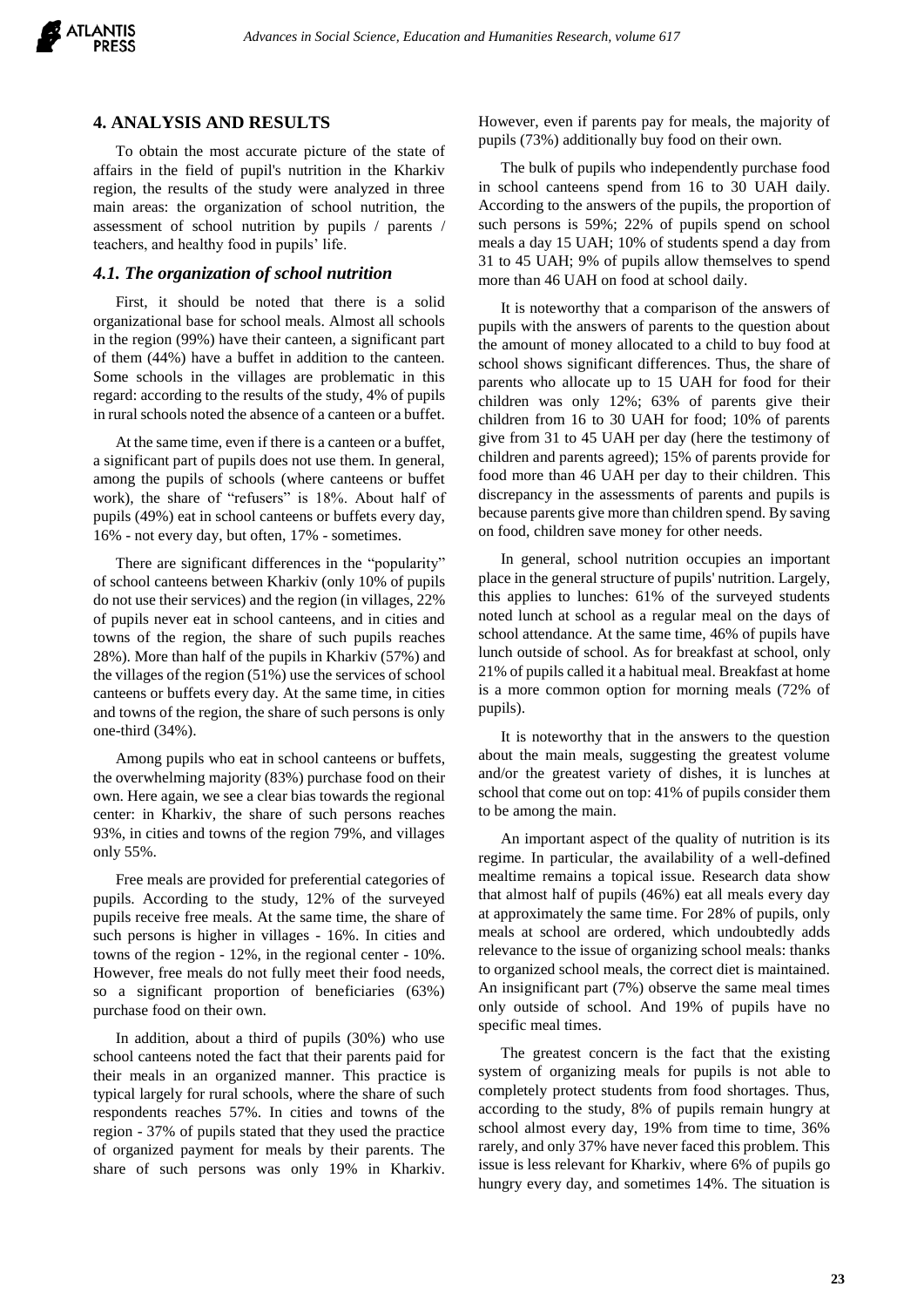## 4. ANALYSIS AND RESULTS

To obtain the most accurate picture of the state of affairs in the field of pupil's nutrition in the Kharkiv region, the results of the study were analyzed in three main areas: the organization of school nutrition, the assessment of school nutrition by pupils / parents / teachers, and healthy food in pupils' life.

### *4.1. The organization of school nutrition*

First, it should be noted that there is a solid organizational base for school meals. Almost all schools in the region (99%) have their canteen, a significant part of them (44%) have a buffet in addition to the canteen. Some schools in the villages are problematic in this regard: according to the results of the study, 4% of pupils in rural schools noted the absence of a canteen or a buffet.

At the same time, even if there is a canteen or a buffet, a significant part of pupils does not use them. In general, among the pupils of schools (where canteens or buffet work), the share of "refusers" is 18%. About half of pupils (49%) eat in school canteens or buffets every day, 16% - not every day, but often, 17% - sometimes.

There are significant differences in the "popularity" of school canteens between Kharkiv (only 10% of pupils do not use their services) and the region (in villages, 22% of pupils never eat in school canteens, and in cities and towns of the region, the share of such pupils reaches 28%). More than half of the pupils in Kharkiv (57%) and the villages of the region (51%) use the services of school canteens or buffets every day. At the same time, in cities and towns of the region, the share of such persons is only one-third (34%).

Among pupils who eat in school canteens or buffets, the overwhelming majority (83%) purchase food on their own. Here again, we see a clear bias towards the regional center: in Kharkiv, the share of such persons reaches 93%, in cities and towns of the region 79%, and villages only 55%.

Free meals are provided for preferential categories of pupils. According to the study, 12% of the surveyed pupils receive free meals. At the same time, the share of such persons is higher in villages - 16%. In cities and towns of the region - 12%, in the regional center - 10%. However, free meals do not fully meet their food needs, so a significant proportion of beneficiaries (63%) purchase food on their own.

In addition, about a third of pupils (30%) who use school canteens noted the fact that their parents paid for their meals in an organized manner. This practice is typical largely for rural schools, where the share of such respondents reaches 57%. In cities and towns of the region - 37% of pupils stated that they used the practice of organized payment for meals by their parents. The share of such persons was only 19% in Kharkiv. However, even if parents pay for meals, the majority of pupils (73%) additionally buy food on their own.

The bulk of pupils who independently purchase food in school canteens spend from 16 to 30 UAH daily. According to the answers of the pupils, the proportion of such persons is 59%; 22% of pupils spend on school meals a day 15 UAH; 10% of students spend a day from 31 to 45 UAH; 9% of pupils allow themselves to spend more than 46 UAH on food at school daily.

It is noteworthy that a comparison of the answers of pupils with the answers of parents to the question about the amount of money allocated to a child to buy food at school shows significant differences. Thus, the share of parents who allocate up to 15 UAH for food for their children was only 12%; 63% of parents give their children from 16 to 30 UAH for food; 10% of parents give from 31 to 45 UAH per day (here the testimony of children and parents agreed); 15% of parents provide for food more than 46 UAH per day to their children. This discrepancy in the assessments of parents and pupils is because parents give more than children spend. By saving on food, children save money for other needs.

In general, school nutrition occupies an important place in the general structure of pupils' nutrition. Largely, this applies to lunches: 61% of the surveyed students noted lunch at school as a regular meal on the days of school attendance. At the same time, 46% of pupils have lunch outside of school. As for breakfast at school, only 21% of pupils called it a habitual meal. Breakfast at home is a more common option for morning meals (72% of pupils).

It is noteworthy that in the answers to the question about the main meals, suggesting the greatest volume and/or the greatest variety of dishes, it is lunches at school that come out on top: 41% of pupils consider them to be among the main.

An important aspect of the quality of nutrition is its regime. In particular, the availability of a well-defined mealtime remains a topical issue. Research data show that almost half of pupils (46%) eat all meals every day at approximately the same time. For 28% of pupils, only meals at school are ordered, which undoubtedly adds relevance to the issue of organizing school meals: thanks to organized school meals, the correct diet is maintained. An insignificant part (7%) observe the same meal times only outside of school. And 19% of pupils have no specific meal times.

The greatest concern is the fact that the existing system of organizing meals for pupils is not able to completely protect students from food shortages. Thus, according to the study, 8% of pupils remain hungry at school almost every day, 19% from time to time, 36% rarely, and only 37% have never faced this problem. This issue is less relevant for Kharkiv, where 6% of pupils go hungry every day, and sometimes 14%. The situation is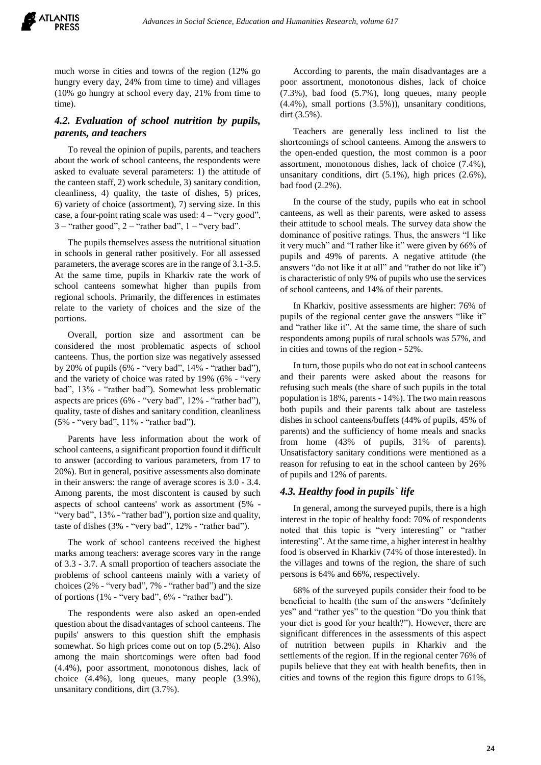much worse in cities and towns of the region (12% go hungry every day, 24% from time to time) and villages (10% go hungry at school every day, 21% from time to time).

### *4.2. Evaluation of school nutrition by pupils, parents, and teachers*

To reveal the opinion of pupils, parents, and teachers about the work of school canteens, the respondents were asked to evaluate several parameters: 1) the attitude of the canteen staff, 2) work schedule, 3) sanitary condition, cleanliness, 4) quality, the taste of dishes, 5) prices, 6) variety of choice (assortment), 7) serving size. In this case, a four-point rating scale was used: 4 – "very good", 3 – "rather good", 2 – "rather bad", 1 – "very bad".

The pupils themselves assess the nutritional situation in schools in general rather positively. For all assessed parameters, the average scores are in the range of 3.1-3.5. At the same time, pupils in Kharkiv rate the work of school canteens somewhat higher than pupils from regional schools. Primarily, the differences in estimates relate to the variety of choices and the size of the portions.

Overall, portion size and assortment can be considered the most problematic aspects of school canteens. Thus, the portion size was negatively assessed by 20% of pupils (6% - "very bad", 14% - "rather bad"), and the variety of choice was rated by 19% (6% - "very bad", 13% - "rather bad"). Somewhat less problematic aspects are prices (6% - "very bad", 12% - "rather bad"), quality, taste of dishes and sanitary condition, cleanliness (5% - "very bad", 11% - "rather bad").

Parents have less information about the work of school canteens, a significant proportion found it difficult to answer (according to various parameters, from 17 to 20%). But in general, positive assessments also dominate in their answers: the range of average scores is 3.0 - 3.4. Among parents, the most discontent is caused by such aspects of school canteens' work as assortment (5% - "very bad", 13% - "rather bad"), portion size and quality, taste of dishes (3% - "very bad", 12% - "rather bad").

The work of school canteens received the highest marks among teachers: average scores vary in the range of 3.3 - 3.7. A small proportion of teachers associate the problems of school canteens mainly with a variety of choices (2% - "very bad", 7% - "rather bad") and the size of portions (1% - "very bad", 6% - "rather bad").

The respondents were also asked an open-ended question about the disadvantages of school canteens. The pupils' answers to this question shift the emphasis somewhat. So high prices come out on top (5.2%). Also among the main shortcomings were often bad food (4.4%), poor assortment, monotonous dishes, lack of choice (4.4%), long queues, many people (3.9%), unsanitary conditions, dirt (3.7%).

According to parents, the main disadvantages are a poor assortment, monotonous dishes, lack of choice (7.3%), bad food (5.7%), long queues, many people (4.4%), small portions (3.5%)), unsanitary conditions, dirt (3.5%).

Teachers are generally less inclined to list the shortcomings of school canteens. Among the answers to the open-ended question, the most common is a poor assortment, monotonous dishes, lack of choice (7.4%), unsanitary conditions, dirt (5.1%), high prices (2.6%), bad food (2.2%).

In the course of the study, pupils who eat in school canteens, as well as their parents, were asked to assess their attitude to school meals. The survey data show the dominance of positive ratings. Thus, the answers "I like it very much" and "I rather like it" were given by 66% of pupils and 49% of parents. A negative attitude (the answers "do not like it at all" and "rather do not like it") is characteristic of only 9% of pupils who use the services of school canteens, and 14% of their parents.

In Kharkiv, positive assessments are higher: 76% of pupils of the regional center gave the answers "like it" and "rather like it". At the same time, the share of such respondents among pupils of rural schools was 57%, and in cities and towns of the region - 52%.

In turn, those pupils who do not eat in school canteens and their parents were asked about the reasons for refusing such meals (the share of such pupils in the total population is 18%, parents - 14%). The two main reasons both pupils and their parents talk about are tasteless dishes in school canteens/buffets (44% of pupils, 45% of parents) and the sufficiency of home meals and snacks from home (43% of pupils, 31% of parents). Unsatisfactory sanitary conditions were mentioned as a reason for refusing to eat in the school canteen by 26% of pupils and 12% of parents.

### *4.3. Healthy food in pupils` life*

In general, among the surveyed pupils, there is a high interest in the topic of healthy food: 70% of respondents noted that this topic is "very interesting" or "rather interesting". At the same time, a higher interest in healthy food is observed in Kharkiv (74% of those interested). In the villages and towns of the region, the share of such persons is 64% and 66%, respectively.

68% of the surveyed pupils consider their food to be beneficial to health (the sum of the answers "definitely yes" and "rather yes" to the question "Do you think that your diet is good for your health?"). However, there are significant differences in the assessments of this aspect of nutrition between pupils in Kharkiv and the settlements of the region. If in the regional center 76% of pupils believe that they eat with health benefits, then in cities and towns of the region this figure drops to 61%,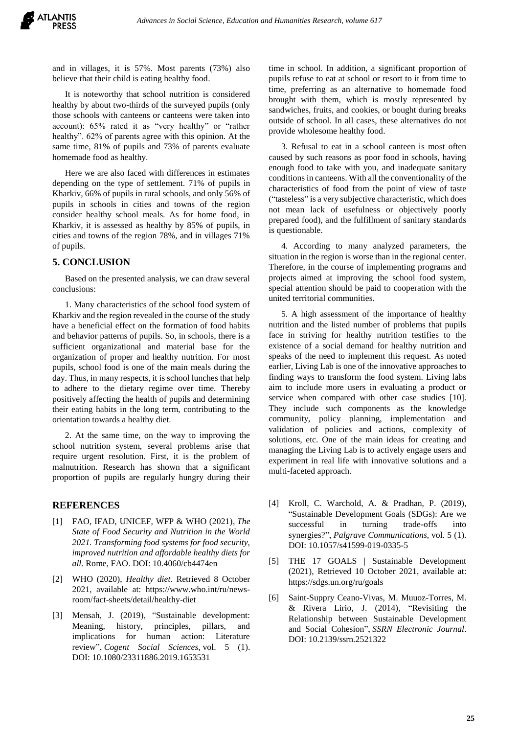and in villages, it is 57%. Most parents (73%) also believe that their child is eating healthy food.

It is noteworthy that school nutrition is considered healthy by about two-thirds of the surveyed pupils (only those schools with canteens or canteens were taken into account): 65% rated it as "very healthy" or "rather healthy". 62% of parents agree with this opinion. At the same time, 81% of pupils and 73% of parents evaluate homemade food as healthy.

Here we are also faced with differences in estimates depending on the type of settlement. 71% of pupils in Kharkiv, 66% of pupils in rural schools, and only 56% of pupils in schools in cities and towns of the region consider healthy school meals. As for home food, in Kharkiv, it is assessed as healthy by 85% of pupils, in cities and towns of the region 78%, and in villages 71% of pupils.

## 5. CONCLUSION

Based on the presented analysis, we can draw several conclusions:

1. Many characteristics of the school food system of Kharkiv and the region revealed in the course of the study have a beneficial effect on the formation of food habits and behavior patterns of pupils. So, in schools, there is a sufficient organizational and material base for the organization of proper and healthy nutrition. For most pupils, school food is one of the main meals during the day. Thus, in many respects, it is school lunches that help to adhere to the dietary regime over time. Thereby positively affecting the health of pupils and determining their eating habits in the long term, contributing to the orientation towards a healthy diet.

2. At the same time, on the way to improving the school nutrition system, several problems arise that require urgent resolution. First, it is the problem of malnutrition. Research has shown that a significant proportion of pupils are regularly hungry during their time in school. In addition, a significant proportion of pupils refuse to eat at school or resort to it from time to time, preferring as an alternative to homemade food brought with them, which is mostly represented by sandwiches, fruits, and cookies, or bought during breaks outside of school. In all cases, these alternatives do not provide wholesome healthy food.

3. Refusal to eat in a school canteen is most often caused by such reasons as poor food in schools, having enough food to take with you, and inadequate sanitary conditions in canteens. With all the conventionality of the characteristics of food from the point of view of taste ("tasteless" is a very subjective characteristic, which does not mean lack of usefulness or objectively poorly prepared food), and the fulfillment of sanitary standards is questionable.

4. According to many analyzed parameters, the situation in the region is worse than in the regional center. Therefore, in the course of implementing programs and projects aimed at improving the school food system, special attention should be paid to cooperation with the united territorial communities.

5. A high assessment of the importance of healthy nutrition and the listed number of problems that pupils face in striving for healthy nutrition testifies to the existence of a social demand for healthy nutrition and speaks of the need to implement this request. As noted earlier, Living Lab is one of the innovative approaches to finding ways to transform the food system. Living labs aim to include more users in evaluating a product or service when compared with other case studies [10]. They include such components as the knowledge community, policy planning, implementation and validation of policies and actions, complexity of solutions, etc. One of the main ideas for creating and managing the Living Lab is to actively engage users and experiment in real life with innovative solutions and a multi-faceted approach.

## REFERENCES

[1] FAO, IFAD, UNICEF, WFP & WHO (2021), *The State of Food Security and Nutrition in the World 2021. Transforming food systems for food security, improved nutrition and affordable healthy diets for all*. Rome, FAO. DOI: 10.4060/cb4474en

[2] WHO (2020), *Healthy diet.* Retrieved 8 October 2021, available at: https://www.who.int/ru/news-room/fact-sheets/detail/healthy-diet

[3] Mensah, J. (2019), "Sustainable development: Meaning, history, principles, pillars, and implications for human action: Literature review", *Cogent Social Sciences,* vol. 5 (1). DOI: 10.1080/23311886.2019.1653531

[4] Kroll, C. Warchold, A. & Pradhan, P. (2019), "Sustainable Development Goals (SDGs): Are we successful in turning trade-offs into synergies?", *Palgrave Communications,* vol. 5 (1). DOI: 10.1057/s41599-019-0335-5

[5] THE 17 GOALS | Sustainable Development (2021), Retrieved 10 October 2021, available at: https://sdgs.un.org/ru/goals

[6] Saint-Suppry Ceano-Vivas, M. Muuoz-Torres, M. & Rivera Lirio, J. (2014), "Revisiting the Relationship between Sustainable Development and Social Cohesion", *SSRN Electronic Journal*. DOI: 10.2139/ssrn.2521322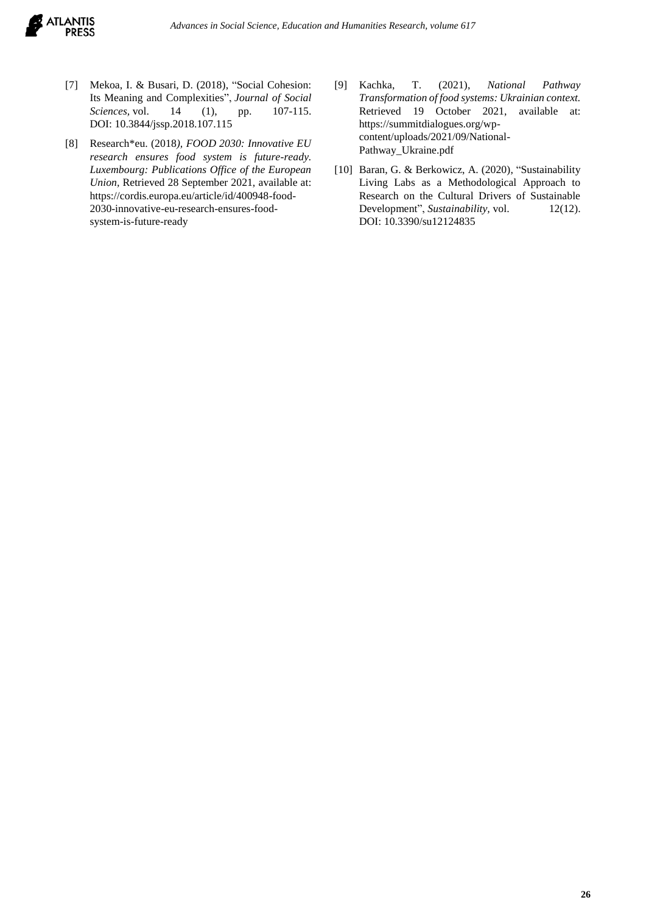[7] Mekoa, I. & Busari, D. (2018), "Social Cohesion: Its Meaning and Complexities", *Journal of Social Sciences,* vol. 14 (1), pp. 107-115. DOI: 10.3844/jssp.2018.107.115

[8] Research*eu. (2018*), FOOD 2030: Innovative EU research ensures food system is future-ready. Luxembourg: Publications Office of the European Union,* Retrieved 28 September 2021, available at: https://cordis.europa.eu/article/id/400948-food-2030-innovative-eu-research-ensures-food-system-is-future-ready

[9] Kachka, T. (2021), *National Pathway Transformation of food systems: Ukrainian context.* Retrieved 19 October 2021, available at: https://summitdialogues.org/wp-content/uploads/2021/09/National-Pathway_Ukraine.pdf

[10] Baran, G. & Berkowicz, A. (2020), "Sustainability Living Labs as a Methodological Approach to Research on the Cultural Drivers of Sustainable Development", *Sustainability,* vol. 12(12). DOI: 10.3390/su12124835